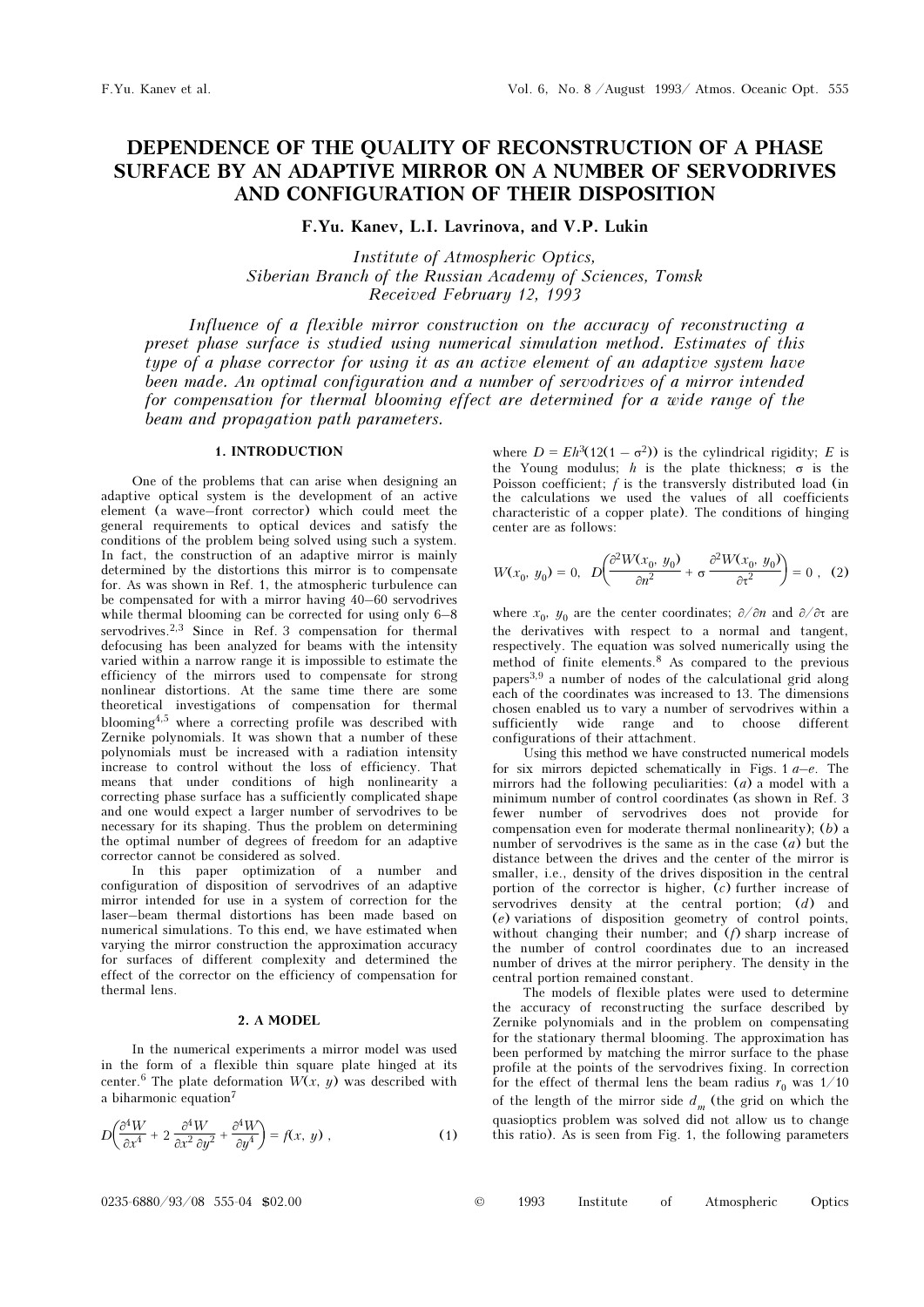# DEPENDENCE OF THE QUALITY OF RECONSTRUCTION OF A PHASE SURFACE BY AN ADAPTIVE MIRROR ON A NUMBER OF SERVODRIVES AND CONFIGURATION OF THEIR DISPOSITION

**F.Yu. Kanev, L.I. Lavrinova, and V.P. Lukin**

*Institute of Atmospheric Optics,*
*Siberian Branch of the Russian Academy of Sciences, Tomsk*
*Received February 12, 1993*

*Influence of a flexible mirror construction on the accuracy of reconstructing a preset phase surface is studied using numerical simulation method. Estimates of this type of a phase corrector for using it as an active element of an adaptive system have been made. An optimal configuration and a number of servodrives of a mirror intended for compensation for thermal blooming effect are determined for a wide range of the beam and propagation path parameters.*

## 1. INTRODUCTION

One of the problems that can arise when designing an adaptive optical system is the development of an active element (a wave–front corrector) which could meet the general requirements to optical devices and satisfy the conditions of the problem being solved using such a system. In fact, the construction of an adaptive mirror is mainly determined by the distortions this mirror is to compensate for. As was shown in Ref. 1, the atmospheric turbulence can be compensated for with a mirror having 40–60 servodrives while thermal blooming can be corrected for using only 6–8 servodrives.[2,3] Since in Ref. 3 compensation for thermal defocusing has been analyzed for beams with the intensity varied within a narrow range it is impossible to estimate the efficiency of the mirrors used to compensate for strong nonlinear distortions. At the same time there are some theoretical investigations of compensation for thermal blooming[4,5] where a correcting profile was described with Zernike polynomials. It was shown that a number of these polynomials must be increased with a radiation intensity increase to control without the loss of efficiency. That means that under conditions of high nonlinearity a correcting phase surface has a sufficiently complicated shape and one would expect a larger number of servodrives to be necessary for its shaping. Thus the problem on determining the optimal number of degrees of freedom for an adaptive corrector cannot be considered as solved.

In this paper optimization of a number and configuration of disposition of servodrives of an adaptive mirror intended for use in a system of correction for the laser–beam thermal distortions has been made based on numerical simulations. To this end, we have estimated when varying the mirror construction the approximation accuracy for surfaces of different complexity and determined the effect of the corrector on the efficiency of compensation for thermal lens.

## 2. A MODEL

In the numerical experiments a mirror model was used in the form of a flexible thin square plate hinged at its center.[6] The plate deformation $W(x, y)$ was described with a biharmonic equation[7]

$$D\left(\frac{\partial^4 W}{\partial x^4} + 2\,\frac{\partial^4 W}{\partial x^2\,\partial y^2} + \frac{\partial^4 W}{\partial y^4}\right) = f(x, y)\ , \tag{1}$$

where $D = Eh^3(12(1 - \sigma^2))$ is the cylindrical rigidity; $E$ is the Young modulus; $h$ is the plate thickness; $\sigma$ is the Poisson coefficient; $f$ is the transversly distributed load (in the calculations we used the values of all coefficients characteristic of a copper plate). The conditions of hinging center are as follows:

$$W(x_0,\ y_0) = 0,\ \ D\left(\frac{\partial^2 W(x_0,\ y_0)}{\partial n^2} + \sigma\,\frac{\partial^2 W(x_0,\ y_0)}{\partial \tau^2}\right) = 0\ , \tag{2}$$

where $x_0$, $y_0$ are the center coordinates; $\partial/\partial n$ and $\partial/\partial \tau$ are the derivatives with respect to a normal and tangent, respectively. The equation was solved numerically using the method of finite elements.[8] As compared to the previous papers[3,9] a number of nodes of the calculational grid along each of the coordinates was increased to 13. The dimensions chosen enabled us to vary a number of servodrives within a sufficiently wide range and to choose different configurations of their attachment.

Using this method we have constructed numerical models for six mirrors depicted schematically in Figs. 1 *a–e*. The mirrors had the following peculiarities: (*a*) a model with a minimum number of control coordinates (as shown in Ref. 3 fewer number of servodrives does not provide for compensation even for moderate thermal nonlinearity); (*b*) a number of servodrives is the same as in the case (*a*) but the distance between the drives and the center of the mirror is smaller, i.e., density of the drives disposition in the central portion of the corrector is higher, (*c*) further increase of servodrives density at the central portion; (*d*) and (*e*) variations of disposition geometry of control points, without changing their number; and (*f*) sharp increase of the number of control coordinates due to an increased number of drives at the mirror periphery. The density in the central portion remained constant.

The models of flexible plates were used to determine the accuracy of reconstructing the surface described by Zernike polynomials and in the problem on compensating for the stationary thermal blooming. The approximation has been performed by matching the mirror surface to the phase profile at the points of the servodrives fixing. In correction for the effect of thermal lens the beam radius $r_0$ was 1/10 of the length of the mirror side $d_m$ (the grid on which the quasioptics problem was solved did not allow us to change this ratio). As is seen from Fig. 1, the following parameters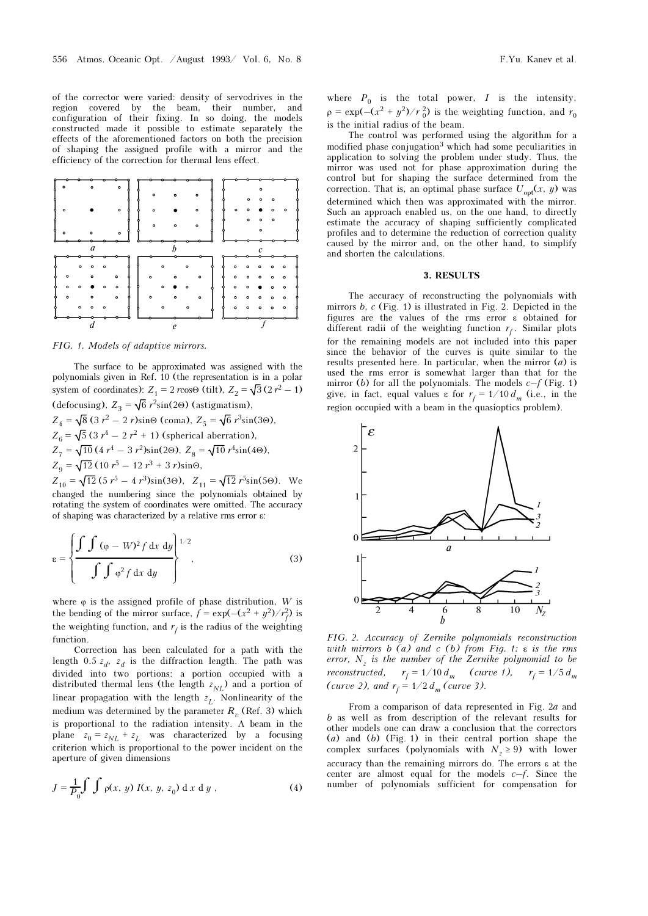of the corrector were varied: density of servodrives in the region covered by the beam, their number, and configuration of their fixing. In so doing, the models constructed made it possible to estimate separately the effects of the aforementioned factors on both the precision of shaping the assigned profile with a mirror and the efficiency of the correction for thermal lens effect.

FIG. 1. *Models of adaptive mirrors.*

The surface to be approximated was assigned with the polynomials given in Ref. 10 (the representation is in a polar system of coordinates): $Z_1 = 2\, r\cos\Theta$ (tilt), $Z_2 = \sqrt{3}\,(2\, r^2 - 1)$ (defocusing), $Z_3 = \sqrt{6}\, r^2 \sin(2\Theta)$ (astigmatism), $Z_4 = \sqrt{8}\,(3\, r^2 - 2\, r)\sin\Theta$ (coma), $Z_5 = \sqrt{6}\, r^3 \sin(3\Theta)$, $Z_6 = \sqrt{5}\,(3\, r^4 - 2\, r^2 + 1)$ (spherical aberration), $Z_7 = \sqrt{10}\,(4\, r^4 - 3\, r^2)\sin(2\Theta)$, $Z_8 = \sqrt{10}\, r^4 \sin(4\Theta)$, $Z_9 = \sqrt{12}\,(10\, r^5 - 12\, r^3 + 3\, r)\sin\Theta$, $Z_{10} = \sqrt{12}\,(5\, r^5 - 4\, r^3)\sin(3\Theta)$, $Z_{11} = \sqrt{12}\, r^5 \sin(5\Theta)$. We changed the numbering since the polynomials obtained by rotating the system of coordinates were omitted. The accuracy of shaping was characterized by a relative rms error ε:

$$\varepsilon = \left\{ \frac{\int\int (\varphi - W)^2 f \, \mathrm{d}x \, \mathrm{d}y}{\int\int \varphi^2 f \, \mathrm{d}x \, \mathrm{d}y} \right\}^{1/2}, \tag{3}$$

where φ is the assigned profile of phase distribution, $W$ is the bending of the mirror surface, $f = \exp(-(x^2 + y^2)/r_f^2)$ is the weighting function, and $r_f$ is the radius of the weighting function.

Correction has been calculated for a path with the length $0.5\, z_d$, $z_d$ is the diffraction length. The path was divided into two portions: a portion occupied with a distributed thermal lens (the length $z_{NL}$) and a portion of linear propagation with the length $z_L$. Nonlinearity of the medium was determined by the parameter $R_v$ (Ref. 3) which is proportional to the radiation intensity. A beam in the plane $z_0 = z_{NL} + z_L$ was characterized by a focusing criterion which is proportional to the power incident on the aperture of given dimensions

$$J = \frac{1}{P_0} \int\int \rho(x, y)\, I(x, y, z_0)\, \mathrm{d}x\, \mathrm{d}y, \tag{4}$$

where $P_0$ is the total power, $I$ is the intensity, $\rho = \exp(-(x^2 + y^2)/r_0^2)$ is the weighting function, and $r_0$ is the initial radius of the beam.

The control was performed using the algorithm for a modified phase conjugation[3] which had some peculiarities in application to solving the problem under study. Thus, the mirror was used not for phase approximation during the control but for shaping the surface determined from the correction. That is, an optimal phase surface $U_{\rm opt}(x, y)$ was determined which then was approximated with the mirror. Such an approach enabled us, on the one hand, to directly estimate the accuracy of shaping sufficiently complicated profiles and to determine the reduction of correction quality caused by the mirror and, on the other hand, to simplify and shorten the calculations.

## 3. RESULTS

The accuracy of reconstructing the polynomials with mirrors *b*, *c* (Fig. 1) is illustrated in Fig. 2. Depicted in the figures are the values of the rms error ε obtained for different radii of the weighting function $r_f$. Similar plots for the remaining models are not included into this paper since the behavior of the curves is quite similar to the results presented here. In particular, when the mirror (*a*) is used the rms error is somewhat larger than that for the mirror (*b*) for all the polynomials. The models *c*–*f* (Fig. 1) give, in fact, equal values ε for $r_f = 1/10\, d_m$ (i.e., in the region occupied with a beam in the quasioptics problem).

FIG. 2. *Accuracy of Zernike polynomials reconstruction with mirrors b (a) and c (b) from Fig. 1: ε is the rms error, $N_z$ is the number of the Zernike polynomial to be reconstructed, $r_f = 1/10\, d_m$ (curve 1), $r_f = 1/5\, d_m$ (curve 2), and $r_f = 1/2\, d_m$ (curve 3).*

From a comparison of data represented in Fig. 2*a* and *b* as well as from description of the relevant results for other models one can draw a conclusion that the correctors (*a*) and (*b*) (Fig. 1) in their central portion shape the complex surfaces (polynomials with $N_z \geq 9$) with lower accuracy than the remaining mirrors do. The errors ε at the center are almost equal for the models *c*–*f*. Since the number of polynomials sufficient for compensation for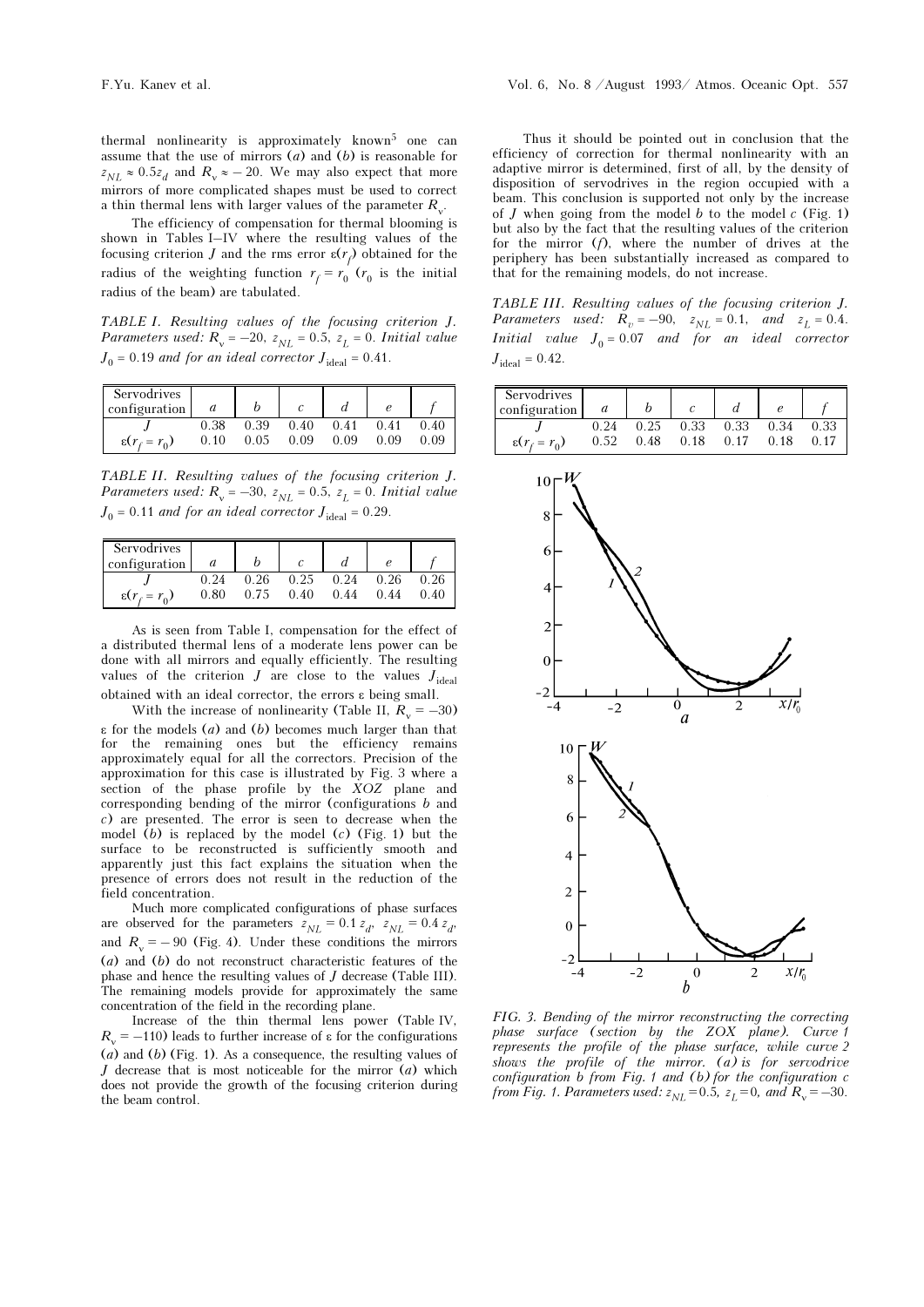thermal nonlinearity is approximately known[5] one can assume that the use of mirrors ($a$) and ($b$) is reasonable for $z_{NL} \approx 0.5 z_d$ and $R_v \approx -20$. We may also expect that more mirrors of more complicated shapes must be used to correct a thin thermal lens with larger values of the parameter $R_v$.

The efficiency of compensation for thermal blooming is shown in Tables I–IV where the resulting values of the focusing criterion $J$ and the rms error $\varepsilon(r_f)$ obtained for the radius of the weighting function $r_f = r_0$ ($r_0$ is the initial radius of the beam) are tabulated.

*TABLE I. Resulting values of the focusing criterion J. Parameters used: $R_v = -20$, $z_{NL} = 0.5$, $z_L = 0$. Initial value $J_0 = 0.19$ and for an ideal corrector $J_{\text{ideal}} = 0.41$.*

| Servodrives configuration | $a$ | $b$ | $c$ | $d$ | $e$ | $f$ |
|---|---|---|---|---|---|---|
| $J$ | 0.38 | 0.39 | 0.40 | 0.41 | 0.41 | 0.40 |
| $\varepsilon(r_f = r_0)$ | 0.10 | 0.05 | 0.09 | 0.09 | 0.09 | 0.09 |

*TABLE II. Resulting values of the focusing criterion J. Parameters used: $R_v = -30$, $z_{NL} = 0.5$, $z_L = 0$. Initial value $J_0 = 0.11$ and for an ideal corrector $J_{\text{ideal}} = 0.29$.*

| Servodrives configuration | $a$ | $b$ | $c$ | $d$ | $e$ | $f$ |
|---|---|---|---|---|---|---|
| $J$ | 0.24 | 0.26 | 0.25 | 0.24 | 0.26 | 0.26 |
| $\varepsilon(r_f = r_0)$ | 0.80 | 0.75 | 0.40 | 0.44 | 0.44 | 0.40 |

As is seen from Table I, compensation for the effect of a distributed thermal lens of a moderate lens power can be done with all mirrors and equally efficiently. The resulting values of the criterion $J$ are close to the values $J_{\text{ideal}}$ obtained with an ideal corrector, the errors $\varepsilon$ being small.

With the increase of nonlinearity (Table II, $R_v = -30$) $\varepsilon$ for the models ($a$) and ($b$) becomes much larger than that for the remaining ones but the efficiency remains approximately equal for all the correctors. Precision of the approximation for this case is illustrated by Fig. 3 where a section of the phase profile by the $XOZ$ plane and corresponding bending of the mirror (configurations $b$ and $c$) are presented. The error is seen to decrease when the model ($b$) is replaced by the model ($c$) (Fig. 1) but the surface to be reconstructed is sufficiently smooth and apparently just this fact explains the situation when the presence of errors does not result in the reduction of the field concentration.

Much more complicated configurations of phase surfaces are observed for the parameters $z_{NL} = 0.1\, z_d$, $z_{NL} = 0.4\, z_d$, and $R_v = -90$ (Fig. 4). Under these conditions the mirrors ($a$) and ($b$) do not reconstruct characteristic features of the phase and hence the resulting values of $J$ decrease (Table III). The remaining models provide for approximately the same concentration of the field in the recording plane.

Increase of the thin thermal lens power (Table IV, $R_v = -110$) leads to further increase of $\varepsilon$ for the configurations ($a$) and ($b$) (Fig. 1). As a consequence, the resulting values of $J$ decrease that is most noticeable for the mirror ($a$) which does not provide the growth of the focusing criterion during the beam control.

Thus it should be pointed out in conclusion that the efficiency of correction for thermal nonlinearity with an adaptive mirror is determined, first of all, by the density of disposition of servodrives in the region occupied with a beam. This conclusion is supported not only by the increase of $J$ when going from the model $b$ to the model $c$ (Fig. 1) but also by the fact that the resulting values of the criterion for the mirror ($f$), where the number of drives at the periphery has been substantially increased as compared to that for the remaining models, do not increase.

*TABLE III. Resulting values of the focusing criterion J. Parameters used: $R_v = -90$, $z_{NL} = 0.1$, and $z_L = 0.4$. Initial value $J_0 = 0.07$ and for an ideal corrector $J_{\text{ideal}} = 0.42$.*

| Servodrives configuration | $a$ | $b$ | $c$ | $d$ | $e$ | $f$ |
|---|---|---|---|---|---|---|
| $J$ | 0.24 | 0.25 | 0.33 | 0.33 | 0.34 | 0.33 |
| $\varepsilon(r_f = r_0)$ | 0.52 | 0.48 | 0.18 | 0.17 | 0.18 | 0.17 |

*FIG. 3. Bending of the mirror reconstructing the correcting phase surface (section by the ZOX plane). Curve 1 represents the profile of the phase surface, while curve 2 shows the profile of the mirror. (a) is for servodrive configuration b from Fig. 1 and (b) for the configuration c from Fig. 1. Parameters used: $z_{NL} = 0.5$, $z_L = 0$, and $R_v = -30$.*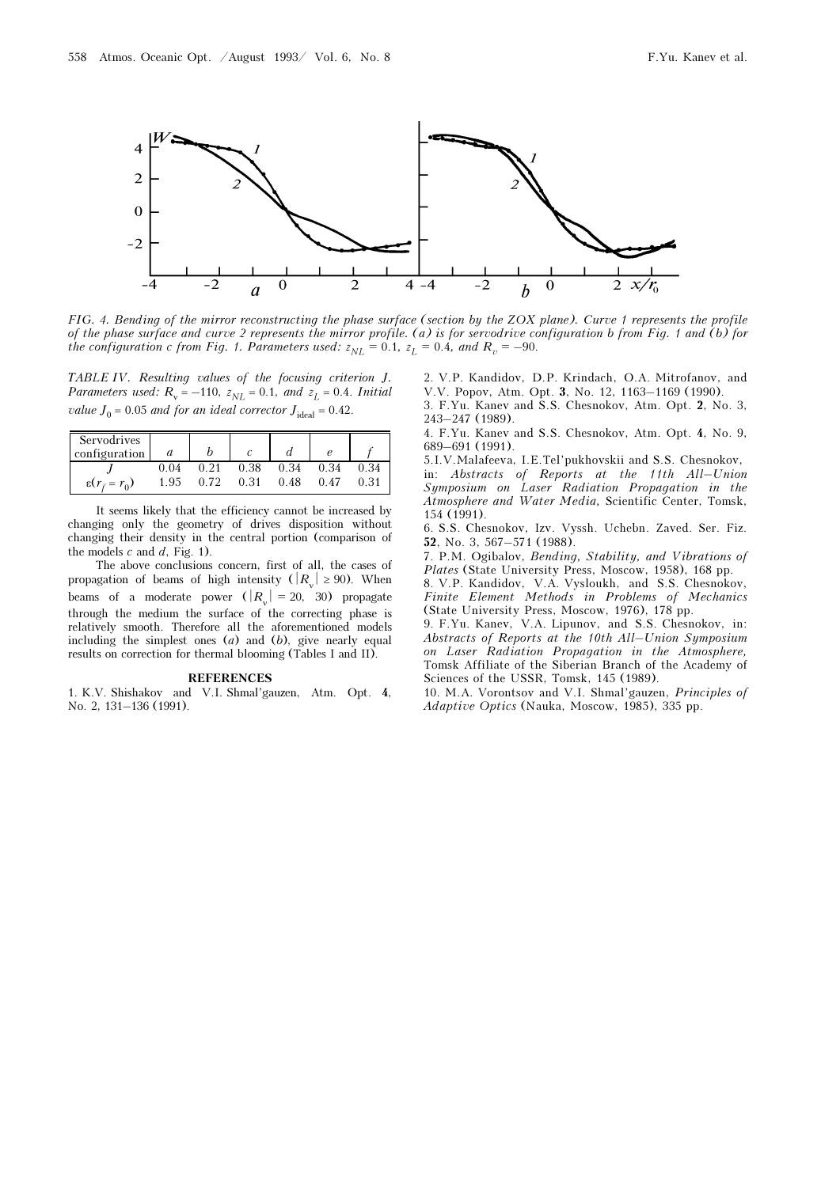W

4

2

0

-2

-4 -2 0 2 4

*a*

1

2

-4 -2 0 2 $x/r_0$

*b*

1

2

*FIG. 4. Bending of the mirror reconstructing the phase surface (section by the ZOX plane). Curve 1 represents the profile of the phase surface and curve 2 represents the mirror profile. (a) is for servodrive configuration b from Fig. 1 and (b) for the configuration c from Fig. 1. Parameters used: $z_{NL} = 0.1$, $z_L = 0.4$, and $R_v = -90$.*

*TABLE IV. Resulting values of the focusing criterion J. Parameters used: $R_v = -110$, $z_{NL} = 0.1$, and $z_L = 0.4$. Initial value $J_0 = 0.05$ and for an ideal corrector $J_{\rm ideal} = 0.42$.*

| Servodrives configuration | *a* | *b* | *c* | *d* | *e* | *f* |
|---|---|---|---|---|---|---|
| $J$ | 0.04 | 0.21 | 0.38 | 0.34 | 0.34 | 0.34 |
| $\varepsilon(r_f = r_0)$ | 1.95 | 0.72 | 0.31 | 0.48 | 0.47 | 0.31 |

It seems likely that the efficiency cannot be increased by changing only the geometry of drives disposition without changing their density in the central portion (comparison of the models *c* and *d*, Fig. 1).

The above conclusions concern, first of all, the cases of propagation of beams of high intensity ($|R_v| \geq 90$). When beams of a moderate power ($|R_v| = 20,\ 30$) propagate through the medium the surface of the correcting phase is relatively smooth. Therefore all the aforementioned models including the simplest ones (*a*) and (*b*), give nearly equal results on correction for thermal blooming (Tables I and II).

## REFERENCES

1. K.V. Shishakov and V.I. Shmal'gauzen, Atm. Opt. **4**, No. 2, 131–136 (1991).
2. V.P. Kandidov, D.P. Krindach, O.A. Mitrofanov, and V.V. Popov, Atm. Opt. **3**, No. 12, 1163–1169 (1990).
3. F.Yu. Kanev and S.S. Chesnokov, Atm. Opt. **2**, No. 3, 243–247 (1989).
4. F.Yu. Kanev and S.S. Chesnokov, Atm. Opt. **4**, No. 9, 689–691 (1991).
5. I.V. Malafeeva, I.E. Tel'pukhovskii and S.S. Chesnokov, in: *Abstracts of Reports at the 11th All–Union Symposium on Laser Radiation Propagation in the Atmosphere and Water Media,* Scientific Center, Tomsk, 154 (1991).
6. S.S. Chesnokov, Izv. Vyssh. Uchebn. Zaved. Ser. Fiz. **52**, No. 3, 567–571 (1988).
7. P.M. Ogibalov, *Bending, Stability, and Vibrations of Plates* (State University Press, Moscow, 1958), 168 pp.
8. V.P. Kandidov, V.A. Vysloukh, and S.S. Chesnokov, *Finite Element Methods in Problems of Mechanics* (State University Press, Moscow, 1976), 178 pp.
9. F.Yu. Kanev, V.A. Lipunov, and S.S. Chesnokov, in: *Abstracts of Reports at the 10th All–Union Symposium on Laser Radiation Propagation in the Atmosphere,* Tomsk Affiliate of the Siberian Branch of the Academy of Sciences of the USSR, Tomsk, 145 (1989).
10. M.A. Vorontsov and V.I. Shmal'gauzen, *Principles of Adaptive Optics* (Nauka, Moscow, 1985), 335 pp.